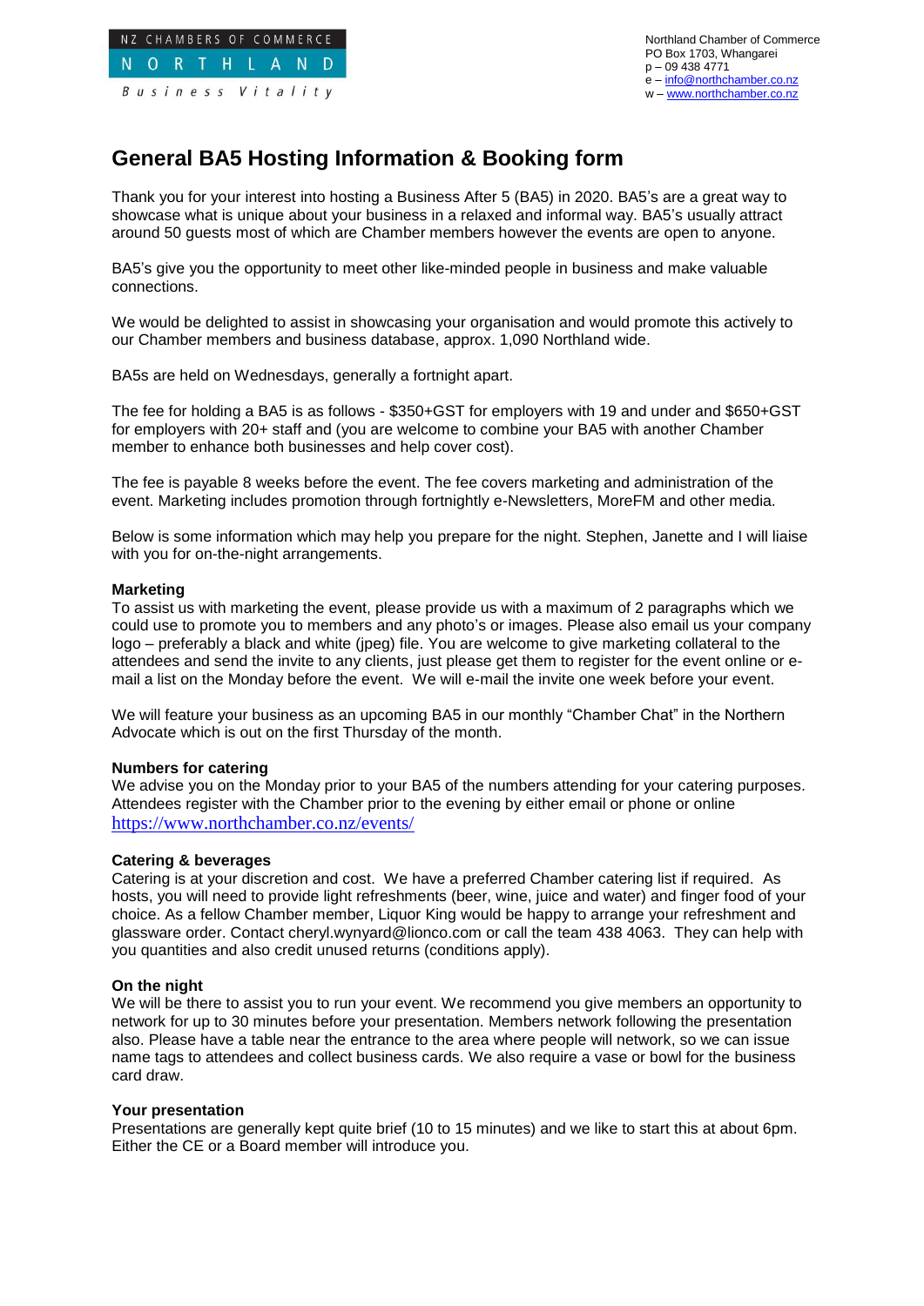NZ CHAMBERS OF COMMERCE
NORTHLAND
*Business Vitality*

Northland Chamber of Commerce
PO Box 1703, Whangarei
p – 09 438 4771
e – info@northchamber.co.nz
w – www.northchamber.co.nz

# General BA5 Hosting Information & Booking form

Thank you for your interest into hosting a Business After 5 (BA5) in 2020. BA5's are a great way to showcase what is unique about your business in a relaxed and informal way. BA5's usually attract around 50 guests most of which are Chamber members however the events are open to anyone.

BA5's give you the opportunity to meet other like-minded people in business and make valuable connections.

We would be delighted to assist in showcasing your organisation and would promote this actively to our Chamber members and business database, approx. 1,090 Northland wide.

BA5s are held on Wednesdays, generally a fortnight apart.

The fee for holding a BA5 is as follows - $350+GST for employers with 19 and under and $650+GST for employers with 20+ staff and (you are welcome to combine your BA5 with another Chamber member to enhance both businesses and help cover cost).

The fee is payable 8 weeks before the event. The fee covers marketing and administration of the event. Marketing includes promotion through fortnightly e-Newsletters, MoreFM and other media.

Below is some information which may help you prepare for the night. Stephen, Janette and I will liaise with you for on-the-night arrangements.

**Marketing**
To assist us with marketing the event, please provide us with a maximum of 2 paragraphs which we could use to promote you to members and any photo's or images. Please also email us your company logo – preferably a black and white (jpeg) file. You are welcome to give marketing collateral to the attendees and send the invite to any clients, just please get them to register for the event online or e-mail a list on the Monday before the event. We will e-mail the invite one week before your event.

We will feature your business as an upcoming BA5 in our monthly "Chamber Chat" in the Northern Advocate which is out on the first Thursday of the month.

**Numbers for catering**
We advise you on the Monday prior to your BA5 of the numbers attending for your catering purposes. Attendees register with the Chamber prior to the evening by either email or phone or online https://www.northchamber.co.nz/events/

**Catering & beverages**
Catering is at your discretion and cost. We have a preferred Chamber catering list if required. As hosts, you will need to provide light refreshments (beer, wine, juice and water) and finger food of your choice. As a fellow Chamber member, Liquor King would be happy to arrange your refreshment and glassware order. Contact cheryl.wynyard@lionco.com or call the team 438 4063. They can help with you quantities and also credit unused returns (conditions apply).

**On the night**
We will be there to assist you to run your event. We recommend you give members an opportunity to network for up to 30 minutes before your presentation. Members network following the presentation also. Please have a table near the entrance to the area where people will network, so we can issue name tags to attendees and collect business cards. We also require a vase or bowl for the business card draw.

**Your presentation**
Presentations are generally kept quite brief (10 to 15 minutes) and we like to start this at about 6pm. Either the CE or a Board member will introduce you.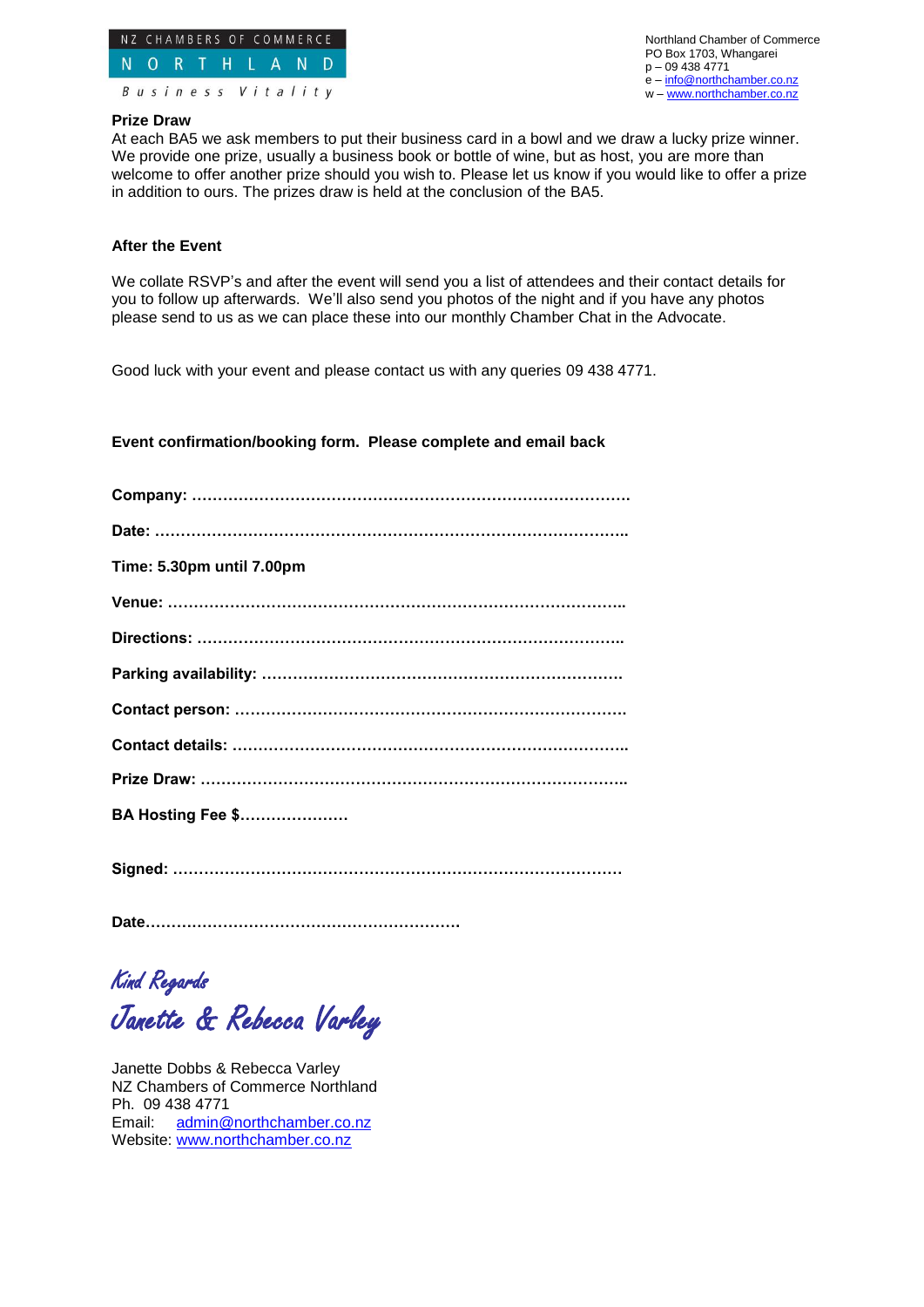NZ CHAMBERS OF COMMERCE
NORTHLAND
*Business Vitality*

Northland Chamber of Commerce
PO Box 1703, Whangarei
p – 09 438 4771
e – info@northchamber.co.nz
w – www.northchamber.co.nz

**Prize Draw**

At each BA5 we ask members to put their business card in a bowl and we draw a lucky prize winner. We provide one prize, usually a business book or bottle of wine, but as host, you are more than welcome to offer another prize should you wish to. Please let us know if you would like to offer a prize in addition to ours. The prizes draw is held at the conclusion of the BA5.

**After the Event**

We collate RSVP's and after the event will send you a list of attendees and their contact details for you to follow up afterwards. We'll also send you photos of the night and if you have any photos please send to us as we can place these into our monthly Chamber Chat in the Advocate.

Good luck with your event and please contact us with any queries 09 438 4771.

**Event confirmation/booking form. Please complete and email back**

**Company: ……………………………………………………………………………**

**Date: ………………………………………………………………………………..**

**Time: 5.30pm until 7.00pm**

**Venue: ……………………………………………………………………………..**

**Directions: ………………………………………………………………………..**

**Parking availability: …………………………………………………………….**

**Contact person: …………………………………………………………………**

**Contact details: …………………………………………………………………..**

**Prize Draw: ………………………………………………………………………..**

**BA Hosting Fee $…………………**

**Signed: ……………………………………………………………………………**

**Date……………………………………………………**

*Kind Regards*
*Janette & Rebecca Varley*

Janette Dobbs & Rebecca Varley
NZ Chambers of Commerce Northland
Ph. 09 438 4771
Email: admin@northchamber.co.nz
Website: www.northchamber.co.nz